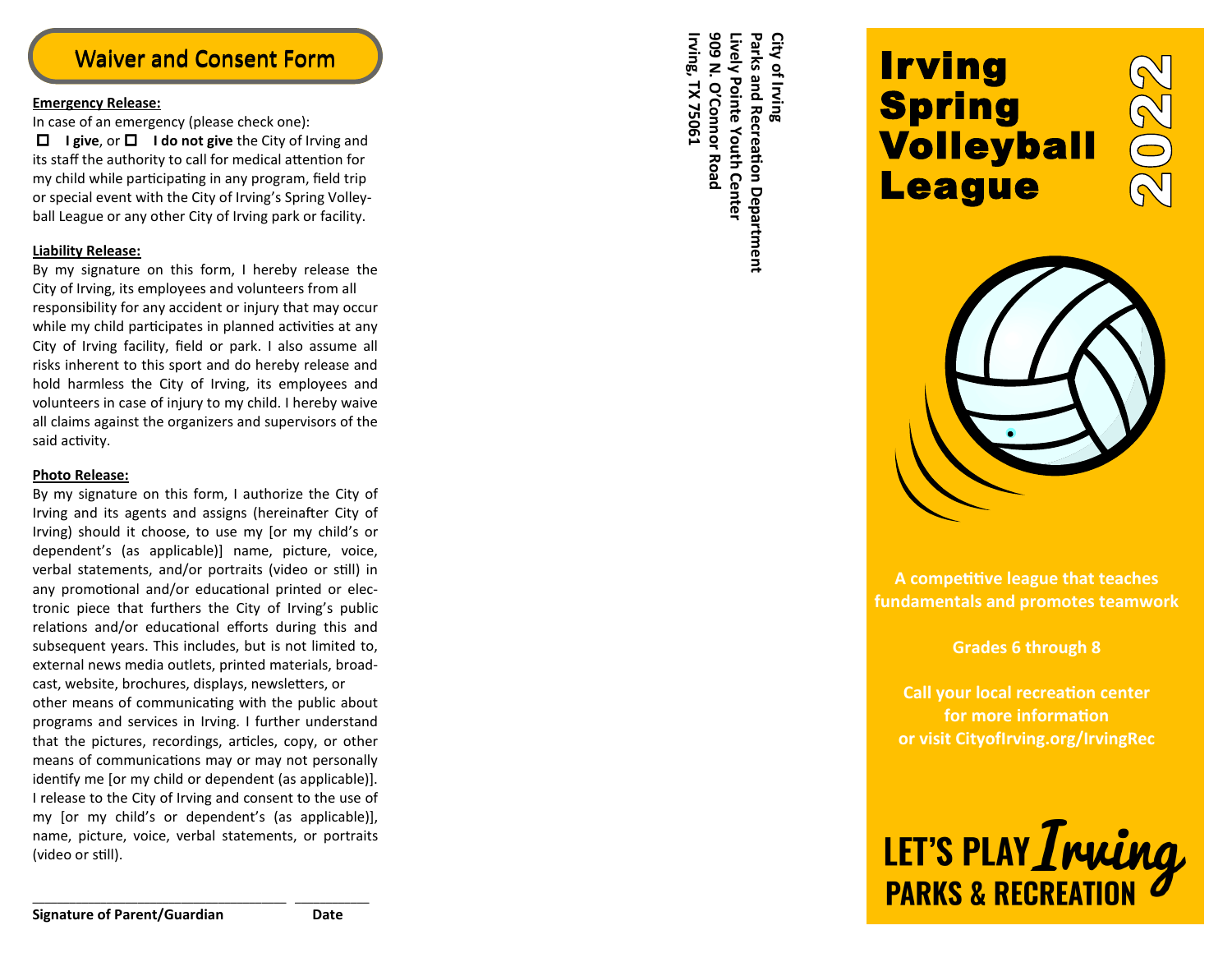## Waiver and Consent Form

**Emergency Release:**

In case of an emergency (please check one):

☐ **I give**, or ☐ **I do not give** the City of Irving and its staff the authority to call for medical attention for my child while participating in any program, field trip or special event with the City of Irving's Spring Volleyball League or any other City of Irving park or facility.

**Liability Release:**

By my signature on this form, I hereby release the City of Irving, its employees and volunteers from all responsibility for any accident or injury that may occur while my child participates in planned activities at any City of Irving facility, field or park. I also assume all risks inherent to this sport and do hereby release and hold harmless the City of Irving, its employees and volunteers in case of injury to my child. I hereby waive all claims against the organizers and supervisors of the said activity.

**Photo Release:**

By my signature on this form, I authorize the City of Irving and its agents and assigns (hereinafter City of Irving) should it choose, to use my [or my child's or dependent's (as applicable)] name, picture, voice, verbal statements, and/or portraits (video or still) in any promotional and/or educational printed or electronic piece that furthers the City of Irving's public relations and/or educational efforts during this and subsequent years. This includes, but is not limited to, external news media outlets, printed materials, broadcast, website, brochures, displays, newsletters, or other means of communicating with the public about programs and services in Irving. I further understand that the pictures, recordings, articles, copy, or other means of communications may or may not personally identify me [or my child or dependent (as applicable)]. I release to the City of Irving and consent to the use of my [or my child's or dependent's (as applicable)], name, picture, voice, verbal statements, or portraits (video or still).

\_\_\_\_\_\_\_\_\_\_\_\_\_\_\_\_\_\_\_\_\_\_\_\_\_\_\_\_\_\_\_\_ \_\_\_\_\_\_\_\_\_\_

**Signature of Parent/Guardian** **Date**

**City of Irving**
**Parks and Recreation Department**
**Lively Pointe Youth Center**
**909 N. O'Connor Road**
**Irving, TX 75061**

# Irving Spring Volleyball League 2022

**A competitive league that teaches fundamentals and promotes teamwork**

**Grades 6 through 8**

**Call your local recreation center for more information or visit CityofIrving.org/IrvingRec**

LET'S PLAY *Irving*
PARKS & RECREATION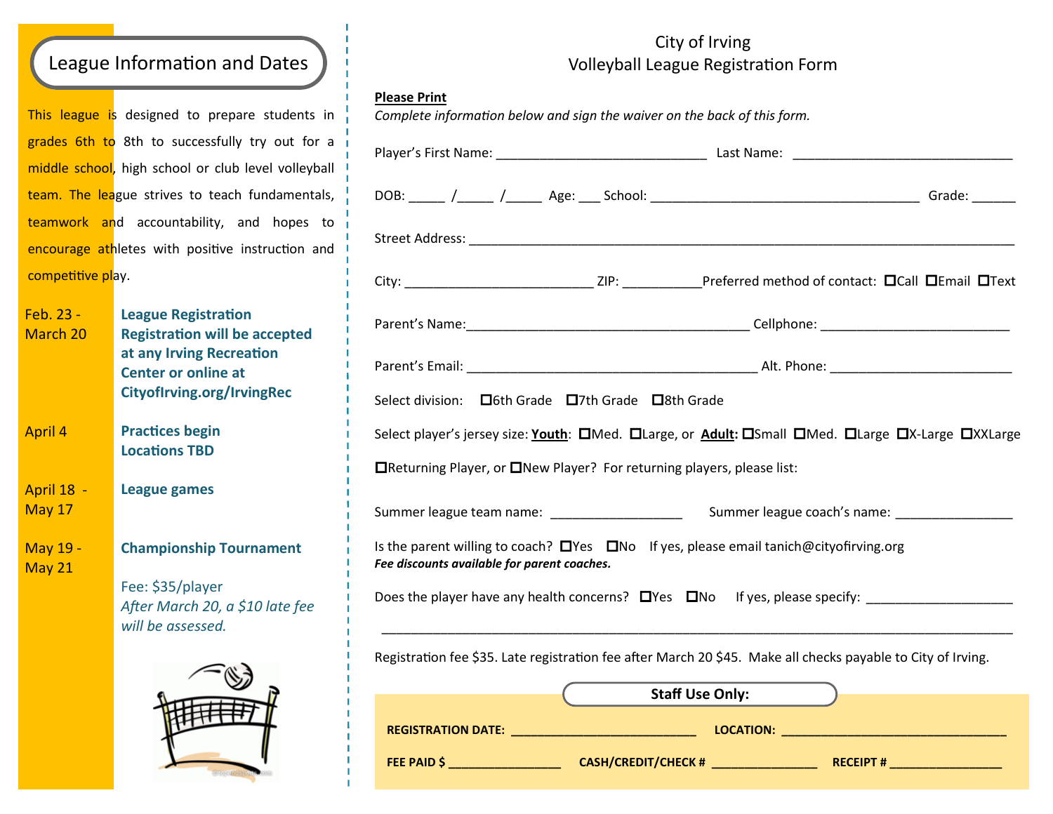## League Information and Dates

This league is designed to prepare students in grades 6th to 8th to successfully try out for a middle school, high school or club level volleyball team. The league strives to teach fundamentals, teamwork and accountability, and hopes to encourage athletes with positive instruction and competitive play.

| | |
|---|---|
| Feb. 23 - March 20 | **League Registration** **Registration will be accepted at any Irving Recreation Center or online at CityofIrving.org/IrvingRec** |
| April 4 | **Practices begin** **Locations TBD** |
| April 18 - May 17 | **League games** |
| May 19 - May 21 | **Championship Tournament** |

Fee: $35/player
*After March 20, a $10 late fee will be assessed.*

# City of Irving
# Volleyball League Registration Form

**Please Print**
*Complete information below and sign the waiver on the back of this form.*

Player's First Name: ______________________________ Last Name: ________________________________

DOB: _____ /_____ /_____ Age: ___ School: _______________________________________ Grade: ______

Street Address: ________________________________________________________________________________

City: ___________________________ ZIP: ___________Preferred method of contact: ☐Call ☐Email ☐Text

Parent's Name:_________________________________________ Cellphone: ___________________________

Parent's Email: __________________________________________ Alt. Phone: ___________________________

Select division: ☐6th Grade ☐7th Grade ☐8th Grade

Select player's jersey size: **Youth**: ☐Med. ☐Large, or **Adult**: ☐Small ☐Med. ☐Large ☐X-Large ☐XXLarge

☐Returning Player, or ☐New Player? For returning players, please list:

Summer league team name: ___________________ Summer league coach's name: _________________

Is the parent willing to coach? ☐Yes ☐No If yes, please email tanich@cityofirving.org
***Fee discounts available for parent coaches.***

Does the player have any health concerns? ☐Yes ☐No If yes, please specify: ____________________

_____________________________________________________________________________________________

Registration fee $35. Late registration fee after March 20 $45. Make all checks payable to City of Irving.

**Staff Use Only:**

**REGISTRATION DATE:** ___________________________ **LOCATION:** _________________________________

**FEE PAID $** ________________ **CASH/CREDIT/CHECK #** ________________ **RECEIPT #** _________________